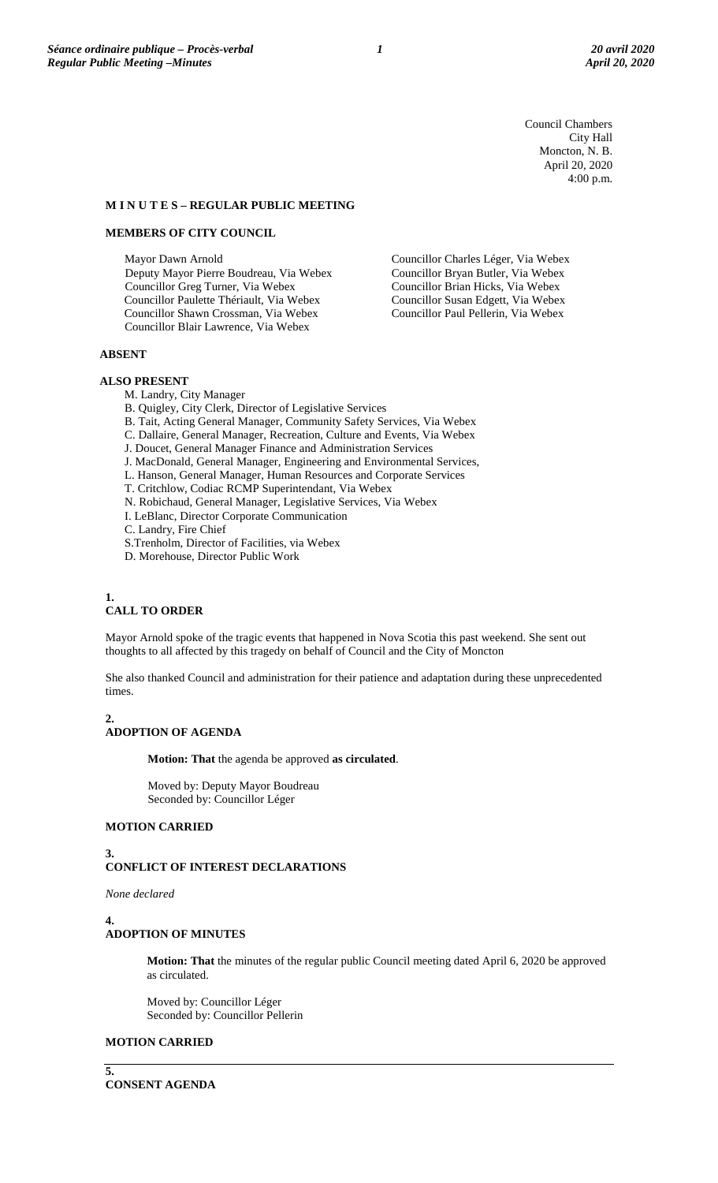Council Chambers
City Hall
Moncton, N. B.
April 20, 2020
4:00 p.m.

## M I N U T E S – REGULAR PUBLIC MEETING

### MEMBERS OF CITY COUNCIL

Mayor Dawn Arnold
Deputy Mayor Pierre Boudreau, Via Webex
Councillor Greg Turner, Via Webex
Councillor Paulette Thériault, Via Webex
Councillor Shawn Crossman, Via Webex
Councillor Blair Lawrence, Via Webex
Councillor Charles Léger, Via Webex
Councillor Bryan Butler, Via Webex
Councillor Brian Hicks, Via Webex
Councillor Susan Edgett, Via Webex
Councillor Paul Pellerin, Via Webex

### ABSENT

### ALSO PRESENT

M. Landry, City Manager
B. Quigley, City Clerk, Director of Legislative Services
B. Tait, Acting General Manager, Community Safety Services, Via Webex
C. Dallaire, General Manager, Recreation, Culture and Events, Via Webex
J. Doucet, General Manager Finance and Administration Services
J. MacDonald, General Manager, Engineering and Environmental Services,
L. Hanson, General Manager, Human Resources and Corporate Services
T. Critchlow, Codiac RCMP Superintendant, Via Webex
N. Robichaud, General Manager, Legislative Services, Via Webex
I. LeBlanc, Director Corporate Communication
C. Landry, Fire Chief
S.Trenholm, Director of Facilities, via Webex
D. Morehouse, Director Public Work

### 1. CALL TO ORDER

Mayor Arnold spoke of the tragic events that happened in Nova Scotia this past weekend. She sent out thoughts to all affected by this tragedy on behalf of Council and the City of Moncton

She also thanked Council and administration for their patience and adaptation during these unprecedented times.

### 2. ADOPTION OF AGENDA

**Motion: That** the agenda be approved **as circulated**.

Moved by: Deputy Mayor Boudreau
Seconded by: Councillor Léger

**MOTION CARRIED**

### 3. CONFLICT OF INTEREST DECLARATIONS

*None declared*

### 4. ADOPTION OF MINUTES

**Motion: That** the minutes of the regular public Council meeting dated April 6, 2020 be approved as circulated.

Moved by: Councillor Léger
Seconded by: Councillor Pellerin

**MOTION CARRIED**

---

### 5. CONSENT AGENDA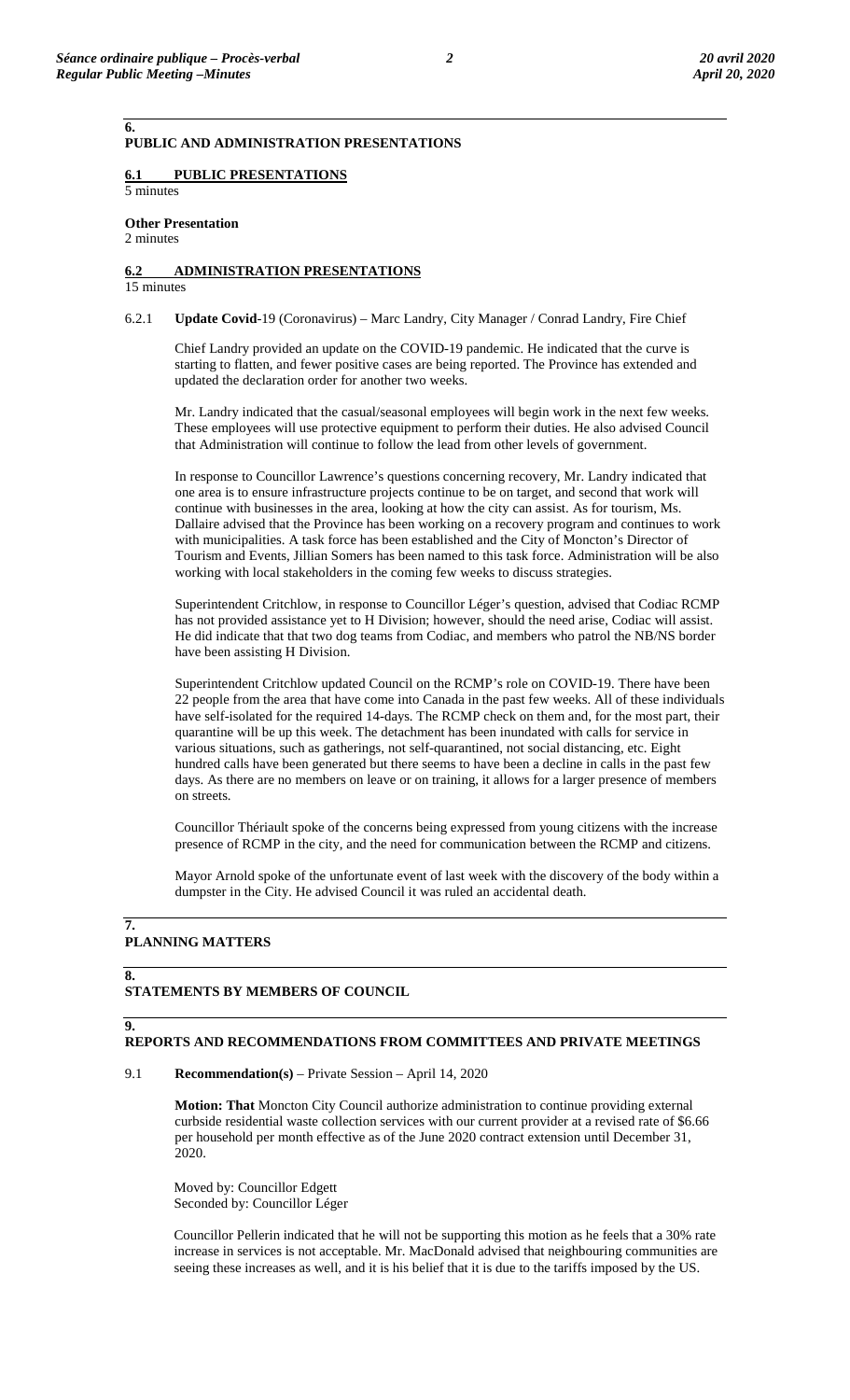## 6. PUBLIC AND ADMINISTRATION PRESENTATIONS

### 6.1 PUBLIC PRESENTATIONS

5 minutes

**Other Presentation**

2 minutes

### 6.2 ADMINISTRATION PRESENTATIONS

15 minutes

6.2.1 **Update Covid**-19 (Coronavirus) – Marc Landry, City Manager / Conrad Landry, Fire Chief

Chief Landry provided an update on the COVID-19 pandemic. He indicated that the curve is starting to flatten, and fewer positive cases are being reported. The Province has extended and updated the declaration order for another two weeks.

Mr. Landry indicated that the casual/seasonal employees will begin work in the next few weeks. These employees will use protective equipment to perform their duties. He also advised Council that Administration will continue to follow the lead from other levels of government.

In response to Councillor Lawrence's questions concerning recovery, Mr. Landry indicated that one area is to ensure infrastructure projects continue to be on target, and second that work will continue with businesses in the area, looking at how the city can assist. As for tourism, Ms. Dallaire advised that the Province has been working on a recovery program and continues to work with municipalities. A task force has been established and the City of Moncton's Director of Tourism and Events, Jillian Somers has been named to this task force. Administration will be also working with local stakeholders in the coming few weeks to discuss strategies.

Superintendent Critchlow, in response to Councillor Léger's question, advised that Codiac RCMP has not provided assistance yet to H Division; however, should the need arise, Codiac will assist. He did indicate that that two dog teams from Codiac, and members who patrol the NB/NS border have been assisting H Division.

Superintendent Critchlow updated Council on the RCMP's role on COVID-19. There have been 22 people from the area that have come into Canada in the past few weeks. All of these individuals have self-isolated for the required 14-days. The RCMP check on them and, for the most part, their quarantine will be up this week. The detachment has been inundated with calls for service in various situations, such as gatherings, not self-quarantined, not social distancing, etc. Eight hundred calls have been generated but there seems to have been a decline in calls in the past few days. As there are no members on leave or on training, it allows for a larger presence of members on streets.

Councillor Thériault spoke of the concerns being expressed from young citizens with the increase presence of RCMP in the city, and the need for communication between the RCMP and citizens.

Mayor Arnold spoke of the unfortunate event of last week with the discovery of the body within a dumpster in the City. He advised Council it was ruled an accidental death.

## 7. PLANNING MATTERS

## 8. STATEMENTS BY MEMBERS OF COUNCIL

## 9. REPORTS AND RECOMMENDATIONS FROM COMMITTEES AND PRIVATE MEETINGS

9.1 **Recommendation(s)** – Private Session – April 14, 2020

**Motion: That** Moncton City Council authorize administration to continue providing external curbside residential waste collection services with our current provider at a revised rate of $6.66 per household per month effective as of the June 2020 contract extension until December 31, 2020.

Moved by: Councillor Edgett
Seconded by: Councillor Léger

Councillor Pellerin indicated that he will not be supporting this motion as he feels that a 30% rate increase in services is not acceptable. Mr. MacDonald advised that neighbouring communities are seeing these increases as well, and it is his belief that it is due to the tariffs imposed by the US.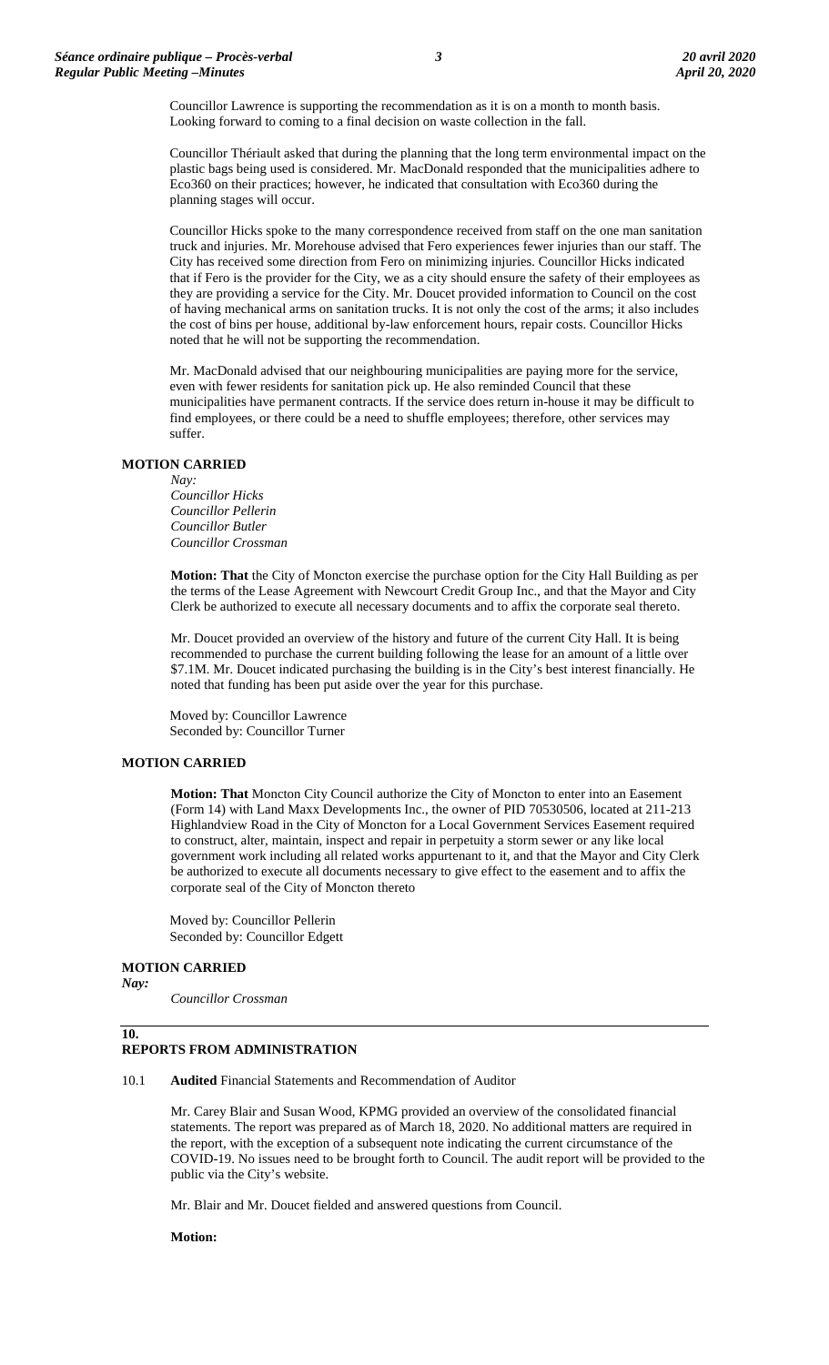Councillor Lawrence is supporting the recommendation as it is on a month to month basis. Looking forward to coming to a final decision on waste collection in the fall.

Councillor Thériault asked that during the planning that the long term environmental impact on the plastic bags being used is considered. Mr. MacDonald responded that the municipalities adhere to Eco360 on their practices; however, he indicated that consultation with Eco360 during the planning stages will occur.

Councillor Hicks spoke to the many correspondence received from staff on the one man sanitation truck and injuries. Mr. Morehouse advised that Fero experiences fewer injuries than our staff. The City has received some direction from Fero on minimizing injuries. Councillor Hicks indicated that if Fero is the provider for the City, we as a city should ensure the safety of their employees as they are providing a service for the City. Mr. Doucet provided information to Council on the cost of having mechanical arms on sanitation trucks. It is not only the cost of the arms; it also includes the cost of bins per house, additional by-law enforcement hours, repair costs. Councillor Hicks noted that he will not be supporting the recommendation.

Mr. MacDonald advised that our neighbouring municipalities are paying more for the service, even with fewer residents for sanitation pick up. He also reminded Council that these municipalities have permanent contracts. If the service does return in-house it may be difficult to find employees, or there could be a need to shuffle employees; therefore, other services may suffer.

**MOTION CARRIED**

*Nay:*
*Councillor Hicks*
*Councillor Pellerin*
*Councillor Butler*
*Councillor Crossman*

**Motion: That** the City of Moncton exercise the purchase option for the City Hall Building as per the terms of the Lease Agreement with Newcourt Credit Group Inc., and that the Mayor and City Clerk be authorized to execute all necessary documents and to affix the corporate seal thereto.

Mr. Doucet provided an overview of the history and future of the current City Hall. It is being recommended to purchase the current building following the lease for an amount of a little over \$7.1M. Mr. Doucet indicated purchasing the building is in the City's best interest financially. He noted that funding has been put aside over the year for this purchase.

Moved by: Councillor Lawrence
Seconded by: Councillor Turner

**MOTION CARRIED**

**Motion: That** Moncton City Council authorize the City of Moncton to enter into an Easement (Form 14) with Land Maxx Developments Inc., the owner of PID 70530506, located at 211-213 Highlandview Road in the City of Moncton for a Local Government Services Easement required to construct, alter, maintain, inspect and repair in perpetuity a storm sewer or any like local government work including all related works appurtenant to it, and that the Mayor and City Clerk be authorized to execute all documents necessary to give effect to the easement and to affix the corporate seal of the City of Moncton thereto

Moved by: Councillor Pellerin
Seconded by: Councillor Edgett

**MOTION CARRIED**

*Nay:*
*Councillor Crossman*

## 10. REPORTS FROM ADMINISTRATION

10.1 **Audited** Financial Statements and Recommendation of Auditor

Mr. Carey Blair and Susan Wood, KPMG provided an overview of the consolidated financial statements. The report was prepared as of March 18, 2020. No additional matters are required in the report, with the exception of a subsequent note indicating the current circumstance of the COVID-19. No issues need to be brought forth to Council. The audit report will be provided to the public via the City's website.

Mr. Blair and Mr. Doucet fielded and answered questions from Council.

**Motion:**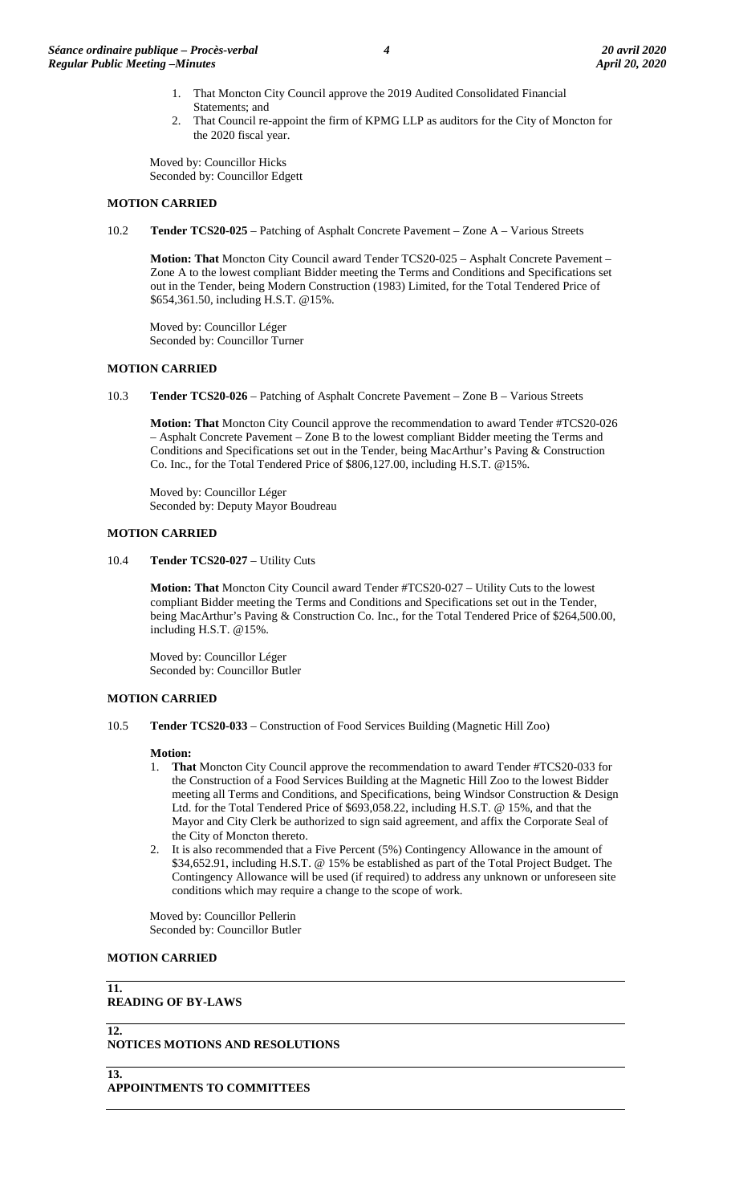1. That Moncton City Council approve the 2019 Audited Consolidated Financial Statements; and
2. That Council re-appoint the firm of KPMG LLP as auditors for the City of Moncton for the 2020 fiscal year.

Moved by: Councillor Hicks
Seconded by: Councillor Edgett

**MOTION CARRIED**

10.2 **Tender TCS20-025** – Patching of Asphalt Concrete Pavement – Zone A – Various Streets

**Motion: That** Moncton City Council award Tender TCS20-025 – Asphalt Concrete Pavement – Zone A to the lowest compliant Bidder meeting the Terms and Conditions and Specifications set out in the Tender, being Modern Construction (1983) Limited, for the Total Tendered Price of $654,361.50, including H.S.T. @15%.

Moved by: Councillor Léger
Seconded by: Councillor Turner

**MOTION CARRIED**

10.3 **Tender TCS20-026** – Patching of Asphalt Concrete Pavement – Zone B – Various Streets

**Motion: That** Moncton City Council approve the recommendation to award Tender #TCS20-026 – Asphalt Concrete Pavement – Zone B to the lowest compliant Bidder meeting the Terms and Conditions and Specifications set out in the Tender, being MacArthur's Paving & Construction Co. Inc., for the Total Tendered Price of $806,127.00, including H.S.T. @15%.

Moved by: Councillor Léger
Seconded by: Deputy Mayor Boudreau

**MOTION CARRIED**

10.4 **Tender TCS20-027** – Utility Cuts

**Motion: That** Moncton City Council award Tender #TCS20-027 – Utility Cuts to the lowest compliant Bidder meeting the Terms and Conditions and Specifications set out in the Tender, being MacArthur's Paving & Construction Co. Inc., for the Total Tendered Price of $264,500.00, including H.S.T. @15%.

Moved by: Councillor Léger
Seconded by: Councillor Butler

**MOTION CARRIED**

10.5 **Tender TCS20-033** – Construction of Food Services Building (Magnetic Hill Zoo)

**Motion:**

1. **That** Moncton City Council approve the recommendation to award Tender #TCS20-033 for the Construction of a Food Services Building at the Magnetic Hill Zoo to the lowest Bidder meeting all Terms and Conditions, and Specifications, being Windsor Construction & Design Ltd. for the Total Tendered Price of $693,058.22, including H.S.T. @ 15%, and that the Mayor and City Clerk be authorized to sign said agreement, and affix the Corporate Seal of the City of Moncton thereto.
2. It is also recommended that a Five Percent (5%) Contingency Allowance in the amount of $34,652.91, including H.S.T. @ 15% be established as part of the Total Project Budget. The Contingency Allowance will be used (if required) to address any unknown or unforeseen site conditions which may require a change to the scope of work.

Moved by: Councillor Pellerin
Seconded by: Councillor Butler

**MOTION CARRIED**

## 11. READING OF BY-LAWS

## 12. NOTICES MOTIONS AND RESOLUTIONS

## 13. APPOINTMENTS TO COMMITTEES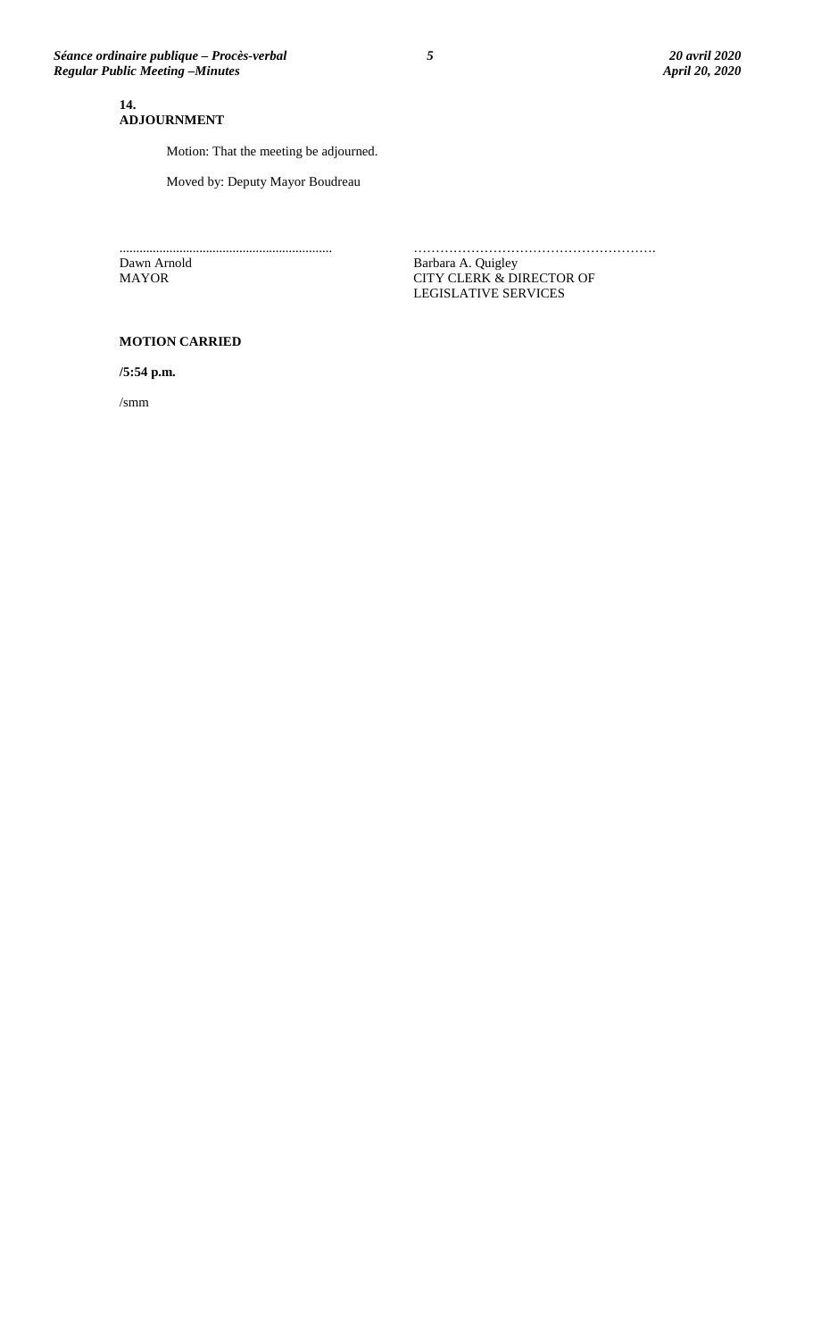**14.**
**ADJOURNMENT**

Motion: That the meeting be adjourned.

Moved by: Deputy Mayor Boudreau

| | |
|---|---|
| ................................................................ | ………………………………………………. |
| Dawn Arnold | Barbara A. Quigley |
| MAYOR | CITY CLERK & DIRECTOR OF LEGISLATIVE SERVICES |

**MOTION CARRIED**

**/5:54 p.m.**

/smm